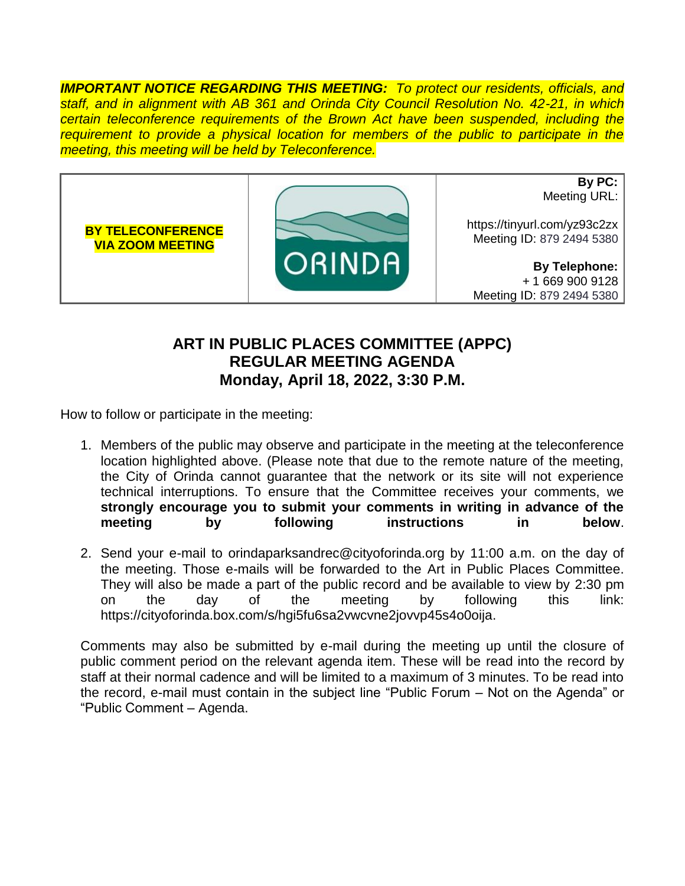***IMPORTANT NOTICE REGARDING THIS MEETING:*** *To protect our residents, officials, and staff, and in alignment with AB 361 and Orinda City Council Resolution No. 42-21, in which certain teleconference requirements of the Brown Act have been suspended, including the requirement to provide a physical location for members of the public to participate in the meeting, this meeting will be held by Teleconference.*

| **BY TELECONFERENCE VIA ZOOM MEETING** | ORINDA | **By PC:** Meeting URL: https://tinyurl.com/yz93c2zx Meeting ID: 879 2494 5380 **By Telephone:** + 1 669 900 9128 Meeting ID: 879 2494 5380 |
|---|---|---|

# ART IN PUBLIC PLACES COMMITTEE (APPC)
## REGULAR MEETING AGENDA
## Monday, April 18, 2022, 3:30 P.M.

How to follow or participate in the meeting:

1. Members of the public may observe and participate in the meeting at the teleconference location highlighted above. (Please note that due to the remote nature of the meeting, the City of Orinda cannot guarantee that the network or its site will not experience technical interruptions. To ensure that the Committee receives your comments, we **strongly encourage you to submit your comments in writing in advance of the meeting by following instructions in below**.

2. Send your e-mail to orindaparksandrec@cityoforinda.org by 11:00 a.m. on the day of the meeting. Those e-mails will be forwarded to the Art in Public Places Committee. They will also be made a part of the public record and be available to view by 2:30 pm on the day of the meeting by following this link: https://cityoforinda.box.com/s/hgi5fu6sa2vwcvne2jovvp45s4o0oija.

Comments may also be submitted by e-mail during the meeting up until the closure of public comment period on the relevant agenda item. These will be read into the record by staff at their normal cadence and will be limited to a maximum of 3 minutes. To be read into the record, e-mail must contain in the subject line "Public Forum – Not on the Agenda" or "Public Comment – Agenda.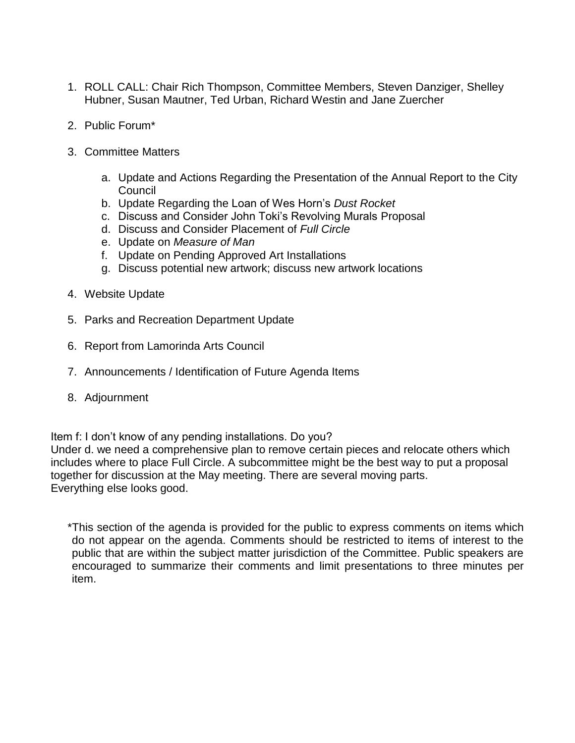1. ROLL CALL: Chair Rich Thompson, Committee Members, Steven Danziger, Shelley Hubner, Susan Mautner, Ted Urban, Richard Westin and Jane Zuercher

2. Public Forum*

3. Committee Matters

   a. Update and Actions Regarding the Presentation of the Annual Report to the City Council
   b. Update Regarding the Loan of Wes Horn's *Dust Rocket*
   c. Discuss and Consider John Toki's Revolving Murals Proposal
   d. Discuss and Consider Placement of *Full Circle*
   e. Update on *Measure of Man*
   f. Update on Pending Approved Art Installations
   g. Discuss potential new artwork; discuss new artwork locations

4. Website Update

5. Parks and Recreation Department Update

6. Report from Lamorinda Arts Council

7. Announcements / Identification of Future Agenda Items

8. Adjournment

Item f: I don't know of any pending installations. Do you?
Under d. we need a comprehensive plan to remove certain pieces and relocate others which includes where to place Full Circle. A subcommittee might be the best way to put a proposal together for discussion at the May meeting. There are several moving parts.
Everything else looks good.

*This section of the agenda is provided for the public to express comments on items which do not appear on the agenda. Comments should be restricted to items of interest to the public that are within the subject matter jurisdiction of the Committee. Public speakers are encouraged to summarize their comments and limit presentations to three minutes per item.